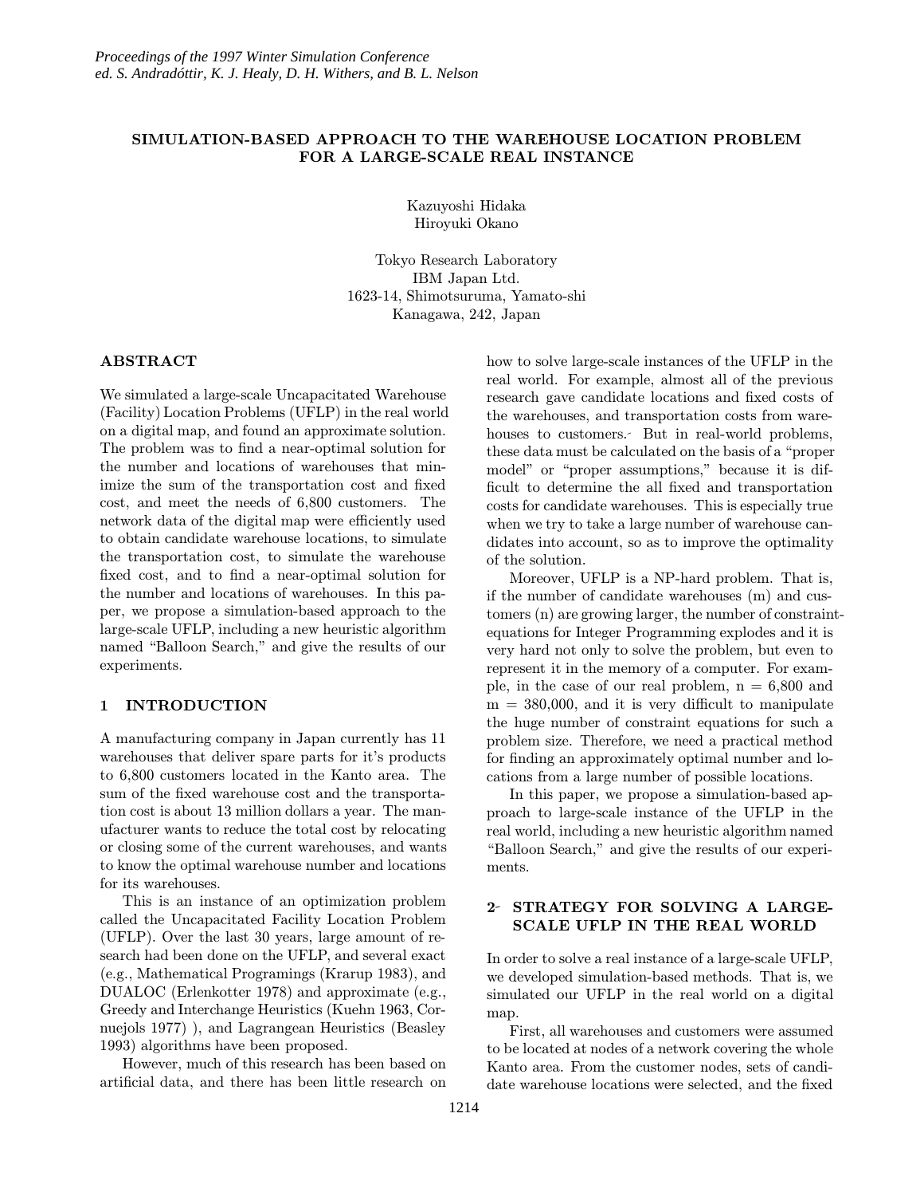# SIMULATION-BASED APPROACH TO THE WAREHOUSE LOCATION PROBLEM FOR A LARGE-SCALE REAL INSTANCE

Kazuyoshi Hidaka
Hiroyuki Okano

Tokyo Research Laboratory
IBM Japan Ltd.
1623-14, Shimotsuruma, Yamato-shi
Kanagawa, 242, Japan

## ABSTRACT

We simulated a large-scale Uncapacitated Warehouse (Facility) Location Problems (UFLP) in the real world on a digital map, and found an approximate solution. The problem was to find a near-optimal solution for the number and locations of warehouses that minimize the sum of the transportation cost and fixed cost, and meet the needs of 6,800 customers. The network data of the digital map were efficiently used to obtain candidate warehouse locations, to simulate the transportation cost, to simulate the warehouse fixed cost, and to find a near-optimal solution for the number and locations of warehouses. In this paper, we propose a simulation-based approach to the large-scale UFLP, including a new heuristic algorithm named "Balloon Search," and give the results of our experiments.

## 1 INTRODUCTION

A manufacturing company in Japan currently has 11 warehouses that deliver spare parts for it's products to 6,800 customers located in the Kanto area. The sum of the fixed warehouse cost and the transportation cost is about 13 million dollars a year. The manufacturer wants to reduce the total cost by relocating or closing some of the current warehouses, and wants to know the optimal warehouse number and locations for its warehouses.

This is an instance of an optimization problem called the Uncapacitated Facility Location Problem (UFLP). Over the last 30 years, large amount of research had been done on the UFLP, and several exact (e.g., Mathematical Programings (Krarup 1983), and DUALOC (Erlenkotter 1978) and approximate (e.g., Greedy and Interchange Heuristics (Kuehn 1963, Cornuejols 1977) ), and Lagrangean Heuristics (Beasley 1993) algorithms have been proposed.

However, much of this research has been based on artificial data, and there has been little research on how to solve large-scale instances of the UFLP in the real world. For example, almost all of the previous research gave candidate locations and fixed costs of the warehouses, and transportation costs from warehouses to customers. But in real-world problems, these data must be calculated on the basis of a "proper model" or "proper assumptions," because it is difficult to determine the all fixed and transportation costs for candidate warehouses. This is especially true when we try to take a large number of warehouse candidates into account, so as to improve the optimality of the solution.

Moreover, UFLP is a NP-hard problem. That is, if the number of candidate warehouses (m) and customers (n) are growing larger, the number of constraint-equations for Integer Programming explodes and it is very hard not only to solve the problem, but even to represent it in the memory of a computer. For example, in the case of our real problem, n = 6,800 and m = 380,000, and it is very difficult to manipulate the huge number of constraint equations for such a problem size. Therefore, we need a practical method for finding an approximately optimal number and locations from a large number of possible locations.

In this paper, we propose a simulation-based approach to large-scale instance of the UFLP in the real world, including a new heuristic algorithm named "Balloon Search," and give the results of our experiments.

## 2 STRATEGY FOR SOLVING A LARGE-SCALE UFLP IN THE REAL WORLD

In order to solve a real instance of a large-scale UFLP, we developed simulation-based methods. That is, we simulated our UFLP in the real world on a digital map.

First, all warehouses and customers were assumed to be located at nodes of a network covering the whole Kanto area. From the customer nodes, sets of candidate warehouse locations were selected, and the fixed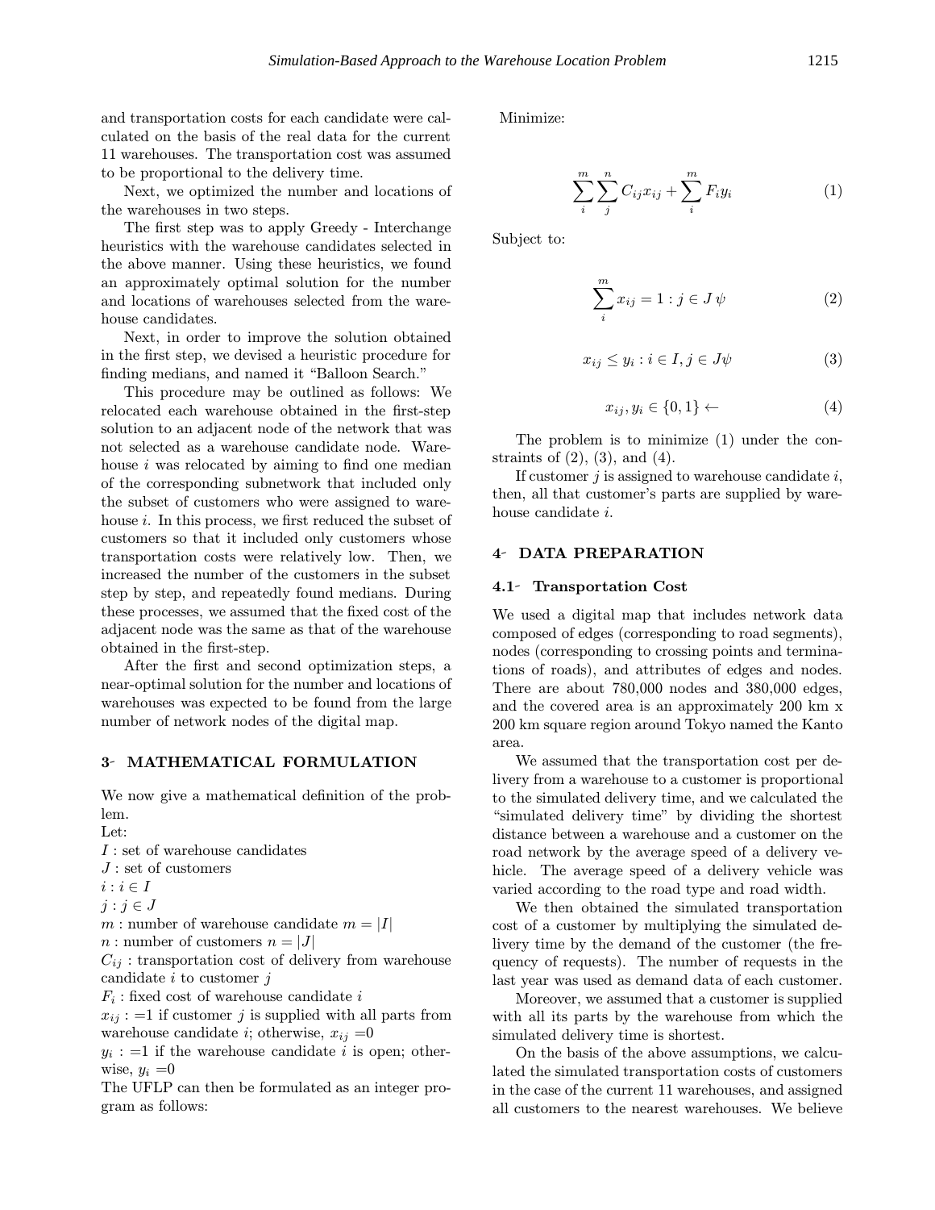and transportation costs for each candidate were calculated on the basis of the real data for the current 11 warehouses. The transportation cost was assumed to be proportional to the delivery time.

Next, we optimized the number and locations of the warehouses in two steps.

The first step was to apply Greedy - Interchange heuristics with the warehouse candidates selected in the above manner. Using these heuristics, we found an approximately optimal solution for the number and locations of warehouses selected from the warehouse candidates.

Next, in order to improve the solution obtained in the first step, we devised a heuristic procedure for finding medians, and named it "Balloon Search."

This procedure may be outlined as follows: We relocated each warehouse obtained in the first-step solution to an adjacent node of the network that was not selected as a warehouse candidate node. Warehouse $i$ was relocated by aiming to find one median of the corresponding subnetwork that included only the subset of customers who were assigned to warehouse $i$. In this process, we first reduced the subset of customers so that it included only customers whose transportation costs were relatively low. Then, we increased the number of the customers in the subset step by step, and repeatedly found medians. During these processes, we assumed that the fixed cost of the adjacent node was the same as that of the warehouse obtained in the first-step.

After the first and second optimization steps, a near-optimal solution for the number and locations of warehouses was expected to be found from the large number of network nodes of the digital map.

## 3- MATHEMATICAL FORMULATION

We now give a mathematical definition of the problem.

Let:

$I$ : set of warehouse candidates
$J$ : set of customers
$i : i \in I$
$j : j \in J$
$m$ : number of warehouse candidate $m = |I|$
$n$ : number of customers $n = |J|$
$C_{ij}$ : transportation cost of delivery from warehouse candidate $i$ to customer $j$
$F_i$ : fixed cost of warehouse candidate $i$
$x_{ij}$ : =1 if customer $j$ is supplied with all parts from warehouse candidate $i$; otherwise, $x_{ij}$ =0
$y_i$ : =1 if the warehouse candidate $i$ is open; otherwise, $y_i$ =0

The UFLP can then be formulated as an integer program as follows:

Minimize:

$$\sum_{i}^{m}\sum_{j}^{n} C_{ij}x_{ij} + \sum_{i}^{m} F_i y_i \tag{1}$$

Subject to:

$$\sum_{i}^{m} x_{ij} = 1 : j \in J\,\psi \tag{2}$$

$$x_{ij} \leq y_i : i \in I, j \in J\psi \tag{3}$$

$$x_{ij}, y_i \in \{0, 1\} \leftarrow \tag{4}$$

The problem is to minimize (1) under the constraints of (2), (3), and (4).

If customer $j$ is assigned to warehouse candidate $i$, then, all that customer's parts are supplied by warehouse candidate $i$.

## 4- DATA PREPARATION

### 4.1- Transportation Cost

We used a digital map that includes network data composed of edges (corresponding to road segments), nodes (corresponding to crossing points and terminations of roads), and attributes of edges and nodes. There are about 780,000 nodes and 380,000 edges, and the covered area is an approximately 200 km x 200 km square region around Tokyo named the Kanto area.

We assumed that the transportation cost per delivery from a warehouse to a customer is proportional to the simulated delivery time, and we calculated the "simulated delivery time" by dividing the shortest distance between a warehouse and a customer on the road network by the average speed of a delivery vehicle. The average speed of a delivery vehicle was varied according to the road type and road width.

We then obtained the simulated transportation cost of a customer by multiplying the simulated delivery time by the demand of the customer (the frequency of requests). The number of requests in the last year was used as demand data of each customer.

Moreover, we assumed that a customer is supplied with all its parts by the warehouse from which the simulated delivery time is shortest.

On the basis of the above assumptions, we calculated the simulated transportation costs of customers in the case of the current 11 warehouses, and assigned all customers to the nearest warehouses. We believe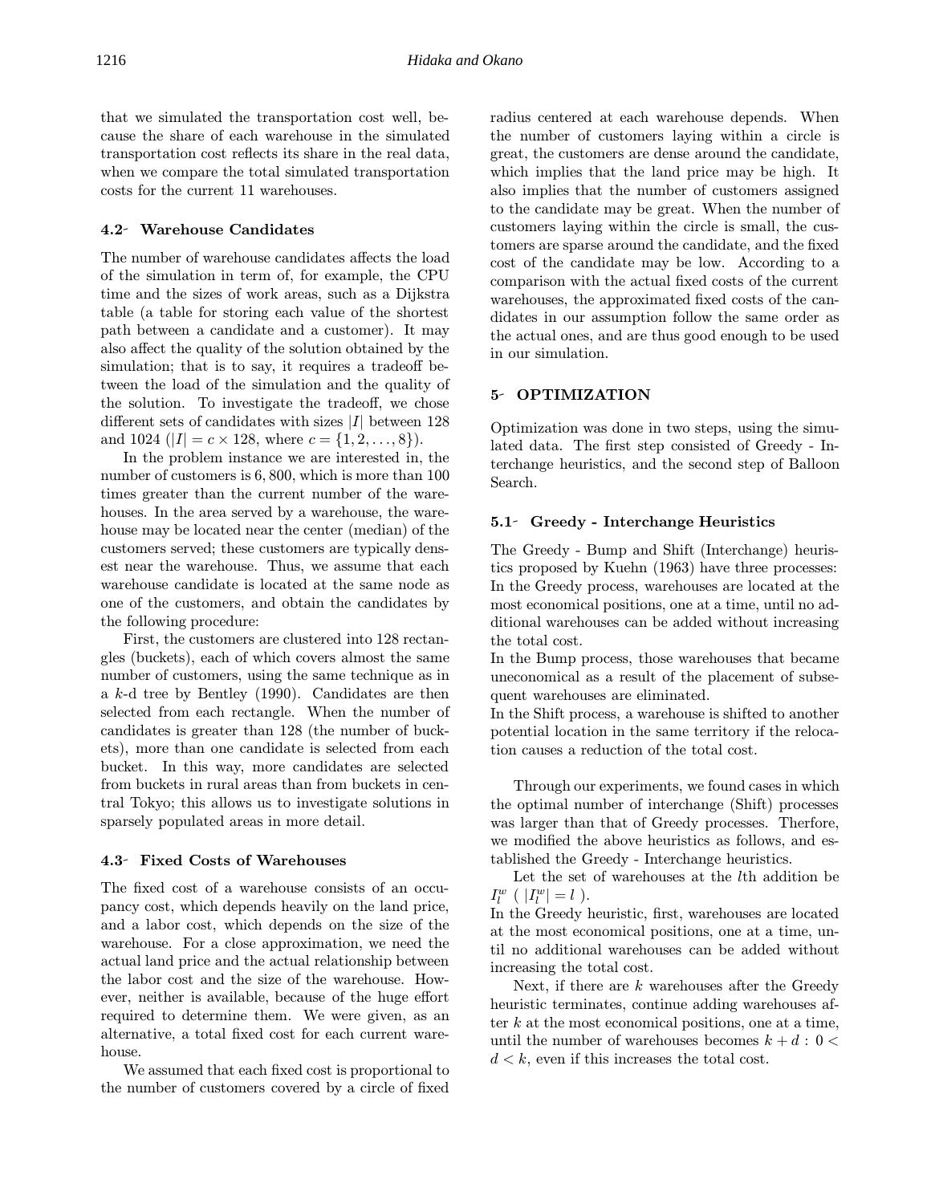that we simulated the transportation cost well, because the share of each warehouse in the simulated transportation cost reflects its share in the real data, when we compare the total simulated transportation costs for the current 11 warehouses.

### 4.2 Warehouse Candidates

The number of warehouse candidates affects the load of the simulation in term of, for example, the CPU time and the sizes of work areas, such as a Dijkstra table (a table for storing each value of the shortest path between a candidate and a customer). It may also affect the quality of the solution obtained by the simulation; that is to say, it requires a tradeoff between the load of the simulation and the quality of the solution. To investigate the tradeoff, we chose different sets of candidates with sizes $|I|$ between 128 and 1024 ($|I| = c \times 128$, where $c = \{1, 2, \ldots, 8\}$).

In the problem instance we are interested in, the number of customers is 6,800, which is more than 100 times greater than the current number of the warehouses. In the area served by a warehouse, the warehouse may be located near the center (median) of the customers served; these customers are typically densest near the warehouse. Thus, we assume that each warehouse candidate is located at the same node as one of the customers, and obtain the candidates by the following procedure:

First, the customers are clustered into 128 rectangles (buckets), each of which covers almost the same number of customers, using the same technique as in a $k$-d tree by Bentley (1990). Candidates are then selected from each rectangle. When the number of candidates is greater than 128 (the number of buckets), more than one candidate is selected from each bucket. In this way, more candidates are selected from buckets in rural areas than from buckets in central Tokyo; this allows us to investigate solutions in sparsely populated areas in more detail.

### 4.3 Fixed Costs of Warehouses

The fixed cost of a warehouse consists of an occupancy cost, which depends heavily on the land price, and a labor cost, which depends on the size of the warehouse. For a close approximation, we need the actual land price and the actual relationship between the labor cost and the size of the warehouse. However, neither is available, because of the huge effort required to determine them. We were given, as an alternative, a total fixed cost for each current warehouse.

We assumed that each fixed cost is proportional to the number of customers covered by a circle of fixed radius centered at each warehouse depends. When the number of customers laying within a circle is great, the customers are dense around the candidate, which implies that the land price may be high. It also implies that the number of customers assigned to the candidate may be great. When the number of customers laying within the circle is small, the customers are sparse around the candidate, and the fixed cost of the candidate may be low. According to a comparison with the actual fixed costs of the current warehouses, the approximated fixed costs of the candidates in our assumption follow the same order as the actual ones, and are thus good enough to be used in our simulation.

## 5 OPTIMIZATION

Optimization was done in two steps, using the simulated data. The first step consisted of Greedy - Interchange heuristics, and the second step of Balloon Search.

### 5.1 Greedy - Interchange Heuristics

The Greedy - Bump and Shift (Interchange) heuristics proposed by Kuehn (1963) have three processes:
In the Greedy process, warehouses are located at the most economical positions, one at a time, until no additional warehouses can be added without increasing the total cost.
In the Bump process, those warehouses that became uneconomical as a result of the placement of subsequent warehouses are eliminated.
In the Shift process, a warehouse is shifted to another potential location in the same territory if the relocation causes a reduction of the total cost.

Through our experiments, we found cases in which the optimal number of interchange (Shift) processes was larger than that of Greedy processes. Therfore, we modified the above heuristics as follows, and established the Greedy - Interchange heuristics.

Let the set of warehouses at the $l$th addition be $I_l^w$ ( $|I_l^w| = l$ ).
In the Greedy heuristic, first, warehouses are located at the most economical positions, one at a time, until no additional warehouses can be added without increasing the total cost.

Next, if there are $k$ warehouses after the Greedy heuristic terminates, continue adding warehouses after $k$ at the most economical positions, one at a time, until the number of warehouses becomes $k + d : 0 < d < k$, even if this increases the total cost.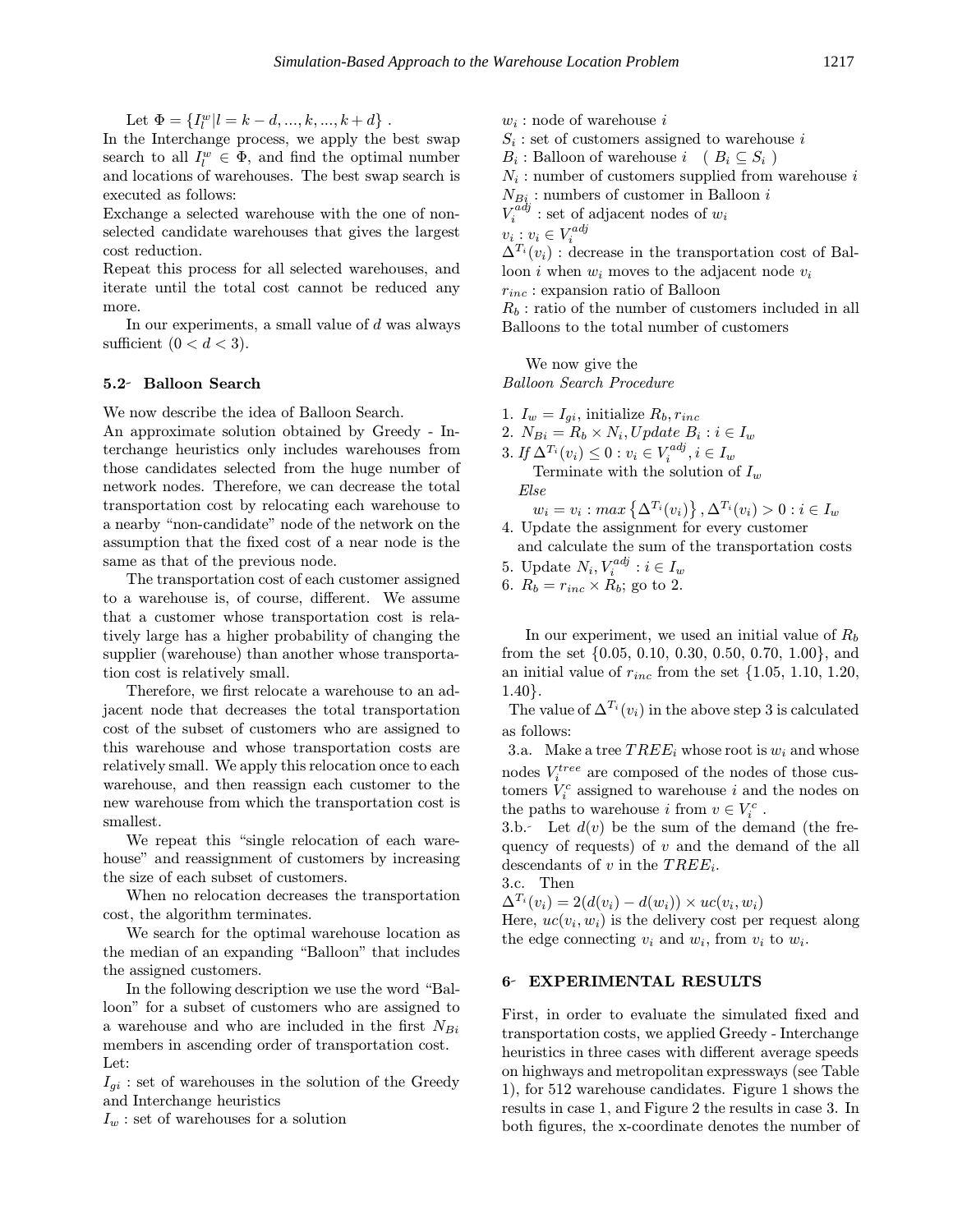Let $\Phi = \{I_l^w | l = k-d, ..., k, ..., k+d\}$ .

In the Interchange process, we apply the best swap search to all $I_l^w \in \Phi$, and find the optimal number and locations of warehouses. The best swap search is executed as follows:

Exchange a selected warehouse with the one of non-selected candidate warehouses that gives the largest cost reduction.

Repeat this process for all selected warehouses, and iterate until the total cost cannot be reduced any more.

In our experiments, a small value of $d$ was always sufficient $(0 < d < 3)$.

### 5.2 Balloon Search

We now describe the idea of Balloon Search.

An approximate solution obtained by Greedy - Interchange heuristics only includes warehouses from those candidates selected from the huge number of network nodes. Therefore, we can decrease the total transportation cost by relocating each warehouse to a nearby "non-candidate" node of the network on the assumption that the fixed cost of a near node is the same as that of the previous node.

The transportation cost of each customer assigned to a warehouse is, of course, different. We assume that a customer whose transportation cost is relatively large has a higher probability of changing the supplier (warehouse) than another whose transportation cost is relatively small.

Therefore, we first relocate a warehouse to an adjacent node that decreases the total transportation cost of the subset of customers who are assigned to this warehouse and whose transportation costs are relatively small. We apply this relocation once to each warehouse, and then reassign each customer to the new warehouse from which the transportation cost is smallest.

We repeat this "single relocation of each warehouse" and reassignment of customers by increasing the size of each subset of customers.

When no relocation decreases the transportation cost, the algorithm terminates.

We search for the optimal warehouse location as the median of an expanding "Balloon" that includes the assigned customers.

In the following description we use the word "Balloon" for a subset of customers who are assigned to a warehouse and who are included in the first $N_{Bi}$ members in ascending order of transportation cost.

Let:

$I_{gi}$ : set of warehouses in the solution of the Greedy and Interchange heuristics

$I_w$ : set of warehouses for a solution

$w_i$ : node of warehouse $i$

$S_i$ : set of customers assigned to warehouse $i$

$B_i$ : Balloon of warehouse $i$ $\quad (B_i \subseteq S_i)$

$N_i$ : number of customers supplied from warehouse $i$

$N_{Bi}$ : numbers of customer in Balloon $i$

$V_i^{adj}$ : set of adjacent nodes of $w_i$

$v_i : v_i \in V_i^{adj}$

$\Delta^{T_i}(v_i)$ : decrease in the transportation cost of Balloon $i$ when $w_i$ moves to the adjacent node $v_i$

$r_{inc}$ : expansion ratio of Balloon

$R_b$ : ratio of the number of customers included in all Balloons to the total number of customers

We now give the
*Balloon Search Procedure*

1. $I_w = I_{gi}$, initialize $R_b, r_{inc}$
2. $N_{Bi} = R_b \times N_i$, *Update* $B_i : i \in I_w$
3. *If* $\Delta^{T_i}(v_i) \leq 0 : v_i \in V_i^{adj}, i \in I_w$
   Terminate with the solution of $I_w$
   *Else*
   $w_i = v_i : max\left\{\Delta^{T_i}(v_i)\right\}, \Delta^{T_i}(v_i) > 0 : i \in I_w$
4. Update the assignment for every customer and calculate the sum of the transportation costs
5. Update $N_i, V_i^{adj} : i \in I_w$
6. $R_b = r_{inc} \times R_b$; go to 2.

In our experiment, we used an initial value of $R_b$ from the set {0.05, 0.10, 0.30, 0.50, 0.70, 1.00}, and an initial value of $r_{inc}$ from the set {1.05, 1.10, 1.20, 1.40}.

The value of $\Delta^{T_i}(v_i)$ in the above step 3 is calculated as follows:

3.a. Make a tree $TREE_i$ whose root is $w_i$ and whose nodes $V_i^{tree}$ are composed of the nodes of those customers $V_i^c$ assigned to warehouse $i$ and the nodes on the paths to warehouse $i$ from $v \in V_i^c$ .

3.b. Let $d(v)$ be the sum of the demand (the frequency of requests) of $v$ and the demand of the all descendants of $v$ in the $TREE_i$.

3.c. Then

$\Delta^{T_i}(v_i) = 2(d(v_i) - d(w_i)) \times uc(v_i, w_i)$

Here, $uc(v_i, w_i)$ is the delivery cost per request along the edge connecting $v_i$ and $w_i$, from $v_i$ to $w_i$.

## 6 EXPERIMENTAL RESULTS

First, in order to evaluate the simulated fixed and transportation costs, we applied Greedy - Interchange heuristics in three cases with different average speeds on highways and metropolitan expressways (see Table 1), for 512 warehouse candidates. Figure 1 shows the results in case 1, and Figure 2 the results in case 3. In both figures, the x-coordinate denotes the number of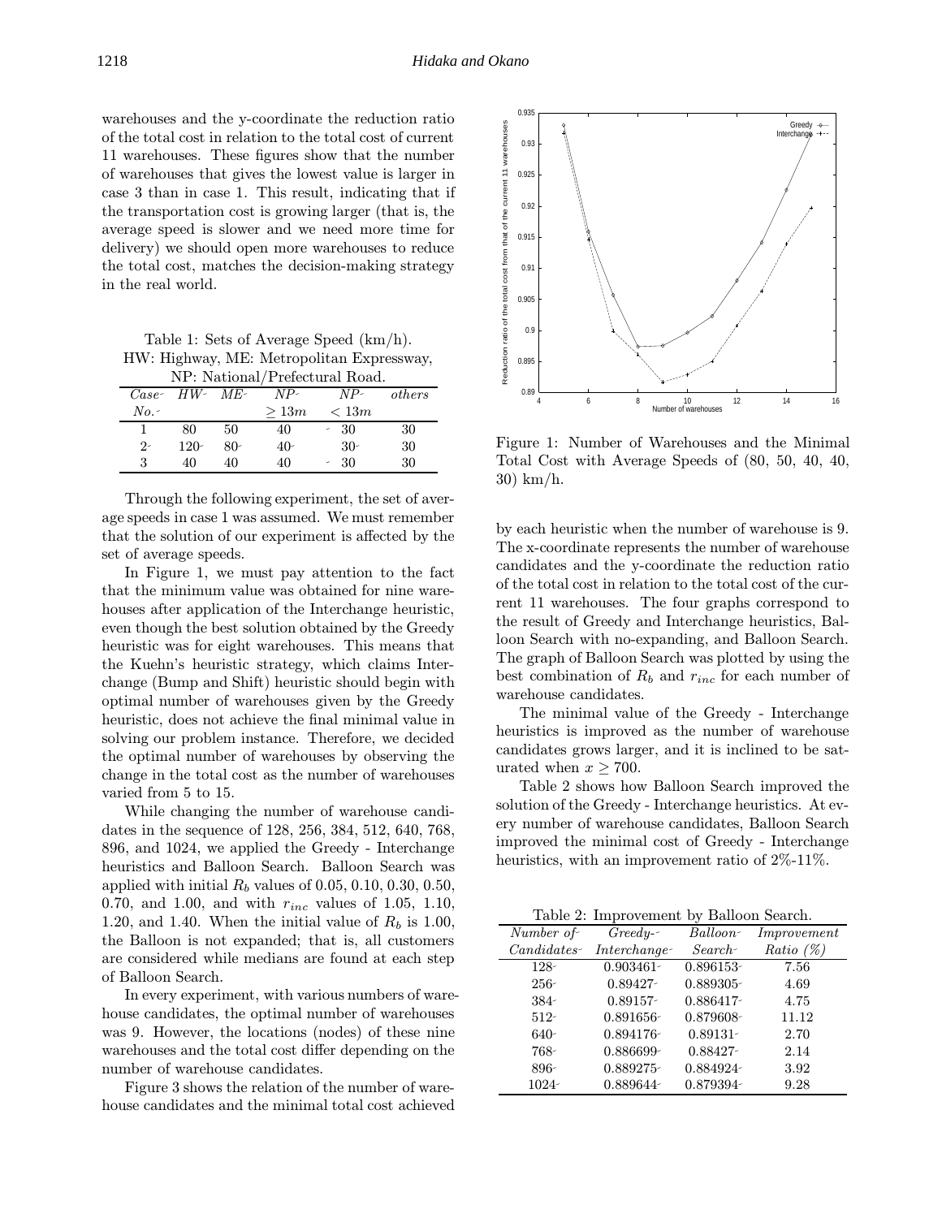warehouses and the y-coordinate the reduction ratio of the total cost in relation to the total cost of current 11 warehouses. These figures show that the number of warehouses that gives the lowest value is larger in case 3 than in case 1. This result, indicating that if the transportation cost is growing larger (that is, the average speed is slower and we need more time for delivery) we should open more warehouses to reduce the total cost, matches the decision-making strategy in the real world.

Table 1: Sets of Average Speed (km/h). HW: Highway, ME: Metropolitan Expressway, NP: National/Prefectural Road.

| *Case No.* | *HW* | *ME* | *NP* $\geq 13m$ | *NP* $< 13m$ | *others* |
|---|---|---|---|---|---|
| 1 | 80 | 50 | 40 | 30 | 30 |
| 2 | 120 | 80 | 40 | 30 | 30 |
| 3 | 40 | 40 | 40 | 30 | 30 |

Through the following experiment, the set of average speeds in case 1 was assumed. We must remember that the solution of our experiment is affected by the set of average speeds.

In Figure 1, we must pay attention to the fact that the minimum value was obtained for nine warehouses after application of the Interchange heuristic, even though the best solution obtained by the Greedy heuristic was for eight warehouses. This means that the Kuehn's heuristic strategy, which claims Interchange (Bump and Shift) heuristic should begin with optimal number of warehouses given by the Greedy heuristic, does not achieve the final minimal value in solving our problem instance. Therefore, we decided the optimal number of warehouses by observing the change in the total cost as the number of warehouses varied from 5 to 15.

While changing the number of warehouse candidates in the sequence of 128, 256, 384, 512, 640, 768, 896, and 1024, we applied the Greedy - Interchange heuristics and Balloon Search. Balloon Search was applied with initial $R_b$ values of 0.05, 0.10, 0.30, 0.50, 0.70, and 1.00, and with $r_{inc}$ values of 1.05, 1.10, 1.20, and 1.40. When the initial value of $R_b$ is 1.00, the Balloon is not expanded; that is, all customers are considered while medians are found at each step of Balloon Search.

In every experiment, with various numbers of warehouse candidates, the optimal number of warehouses was 9. However, the locations (nodes) of these nine warehouses and the total cost differ depending on the number of warehouse candidates.

Figure 3 shows the relation of the number of warehouse candidates and the minimal total cost achieved by each heuristic when the number of warehouse is 9. The x-coordinate represents the number of warehouse candidates and the y-coordinate the reduction ratio of the total cost in relation to the total cost of the current 11 warehouses. The four graphs correspond to the result of Greedy and Interchange heuristics, Balloon Search with no-expanding, and Balloon Search. The graph of Balloon Search was plotted by using the best combination of $R_b$ and $r_{inc}$ for each number of warehouse candidates.

Figure 1: Number of Warehouses and the Minimal Total Cost with Average Speeds of (80, 50, 40, 40, 30) km/h.

The minimal value of the Greedy - Interchange heuristics is improved as the number of warehouse candidates grows larger, and it is inclined to be saturated when $x \geq 700$.

Table 2 shows how Balloon Search improved the solution of the Greedy - Interchange heuristics. At every number of warehouse candidates, Balloon Search improved the minimal cost of Greedy - Interchange heuristics, with an improvement ratio of 2%-11%.

Table 2: Improvement by Balloon Search.

| *Number of Candidates* | *Greedy - Interchange* | *Balloon Search* | *Improvement Ratio (%)* |
|---|---|---|---|
| 128 | 0.903461 | 0.896153 | 7.56 |
| 256 | 0.89427 | 0.889305 | 4.69 |
| 384 | 0.89157 | 0.886417 | 4.75 |
| 512 | 0.891656 | 0.879608 | 11.12 |
| 640 | 0.894176 | 0.89131 | 2.70 |
| 768 | 0.886699 | 0.88427 | 2.14 |
| 896 | 0.889275 | 0.884924 | 3.92 |
| 1024 | 0.889644 | 0.879394 | 9.28 |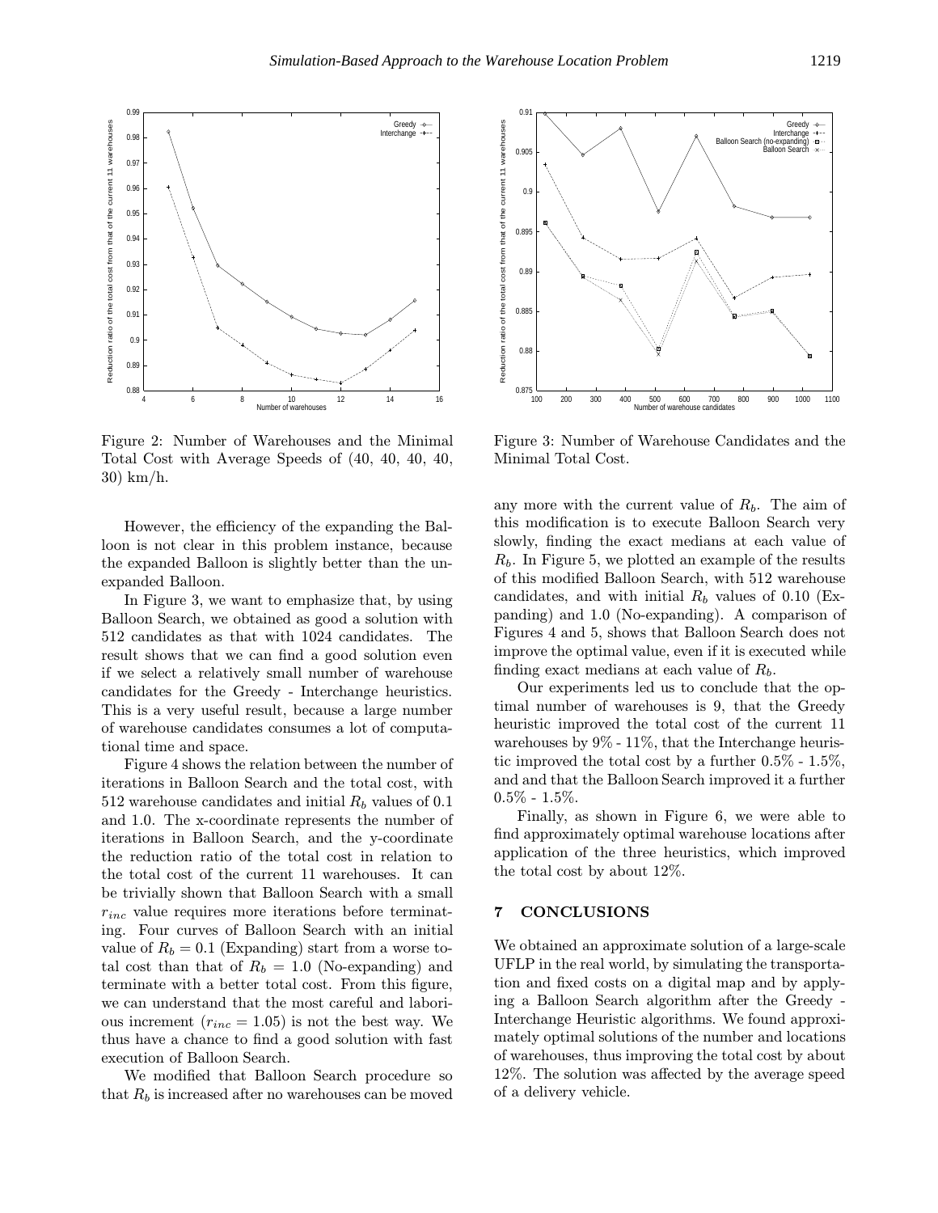Figure 2: Number of Warehouses and the Minimal Total Cost with Average Speeds of (40, 40, 40, 40, 30) km/h.

Figure 3: Number of Warehouse Candidates and the Minimal Total Cost.

However, the efficiency of the expanding the Balloon is not clear in this problem instance, because the expanded Balloon is slightly better than the unexpanded Balloon.

In Figure 3, we want to emphasize that, by using Balloon Search, we obtained as good a solution with 512 candidates as that with 1024 candidates. The result shows that we can find a good solution even if we select a relatively small number of warehouse candidates for the Greedy - Interchange heuristics. This is a very useful result, because a large number of warehouse candidates consumes a lot of computational time and space.

Figure 4 shows the relation between the number of iterations in Balloon Search and the total cost, with 512 warehouse candidates and initial $R_b$ values of 0.1 and 1.0. The x-coordinate represents the number of iterations in Balloon Search, and the y-coordinate the reduction ratio of the total cost in relation to the total cost of the current 11 warehouses. It can be trivially shown that Balloon Search with a small $r_{inc}$ value requires more iterations before terminating. Four curves of Balloon Search with an initial value of $R_b = 0.1$ (Expanding) start from a worse total cost than that of $R_b = 1.0$ (No-expanding) and terminate with a better total cost. From this figure, we can understand that the most careful and laborious increment ($r_{inc} = 1.05$) is not the best way. We thus have a chance to find a good solution with fast execution of Balloon Search.

We modified that Balloon Search procedure so that $R_b$ is increased after no warehouses can be moved any more with the current value of $R_b$. The aim of this modification is to execute Balloon Search very slowly, finding the exact medians at each value of $R_b$. In Figure 5, we plotted an example of the results of this modified Balloon Search, with 512 warehouse candidates, and with initial $R_b$ values of 0.10 (Expanding) and 1.0 (No-expanding). A comparison of Figures 4 and 5, shows that Balloon Search does not improve the optimal value, even if it is executed while finding exact medians at each value of $R_b$.

Our experiments led us to conclude that the optimal number of warehouses is 9, that the Greedy heuristic improved the total cost of the current 11 warehouses by 9% - 11%, that the Interchange heuristic improved the total cost by a further 0.5% - 1.5%, and and that the Balloon Search improved it a further 0.5% - 1.5%.

Finally, as shown in Figure 6, we were able to find approximately optimal warehouse locations after application of the three heuristics, which improved the total cost by about 12%.

## 7 CONCLUSIONS

We obtained an approximate solution of a large-scale UFLP in the real world, by simulating the transportation and fixed costs on a digital map and by applying a Balloon Search algorithm after the Greedy - Interchange Heuristic algorithms. We found approximately optimal solutions of the number and locations of warehouses, thus improving the total cost by about 12%. The solution was affected by the average speed of a delivery vehicle.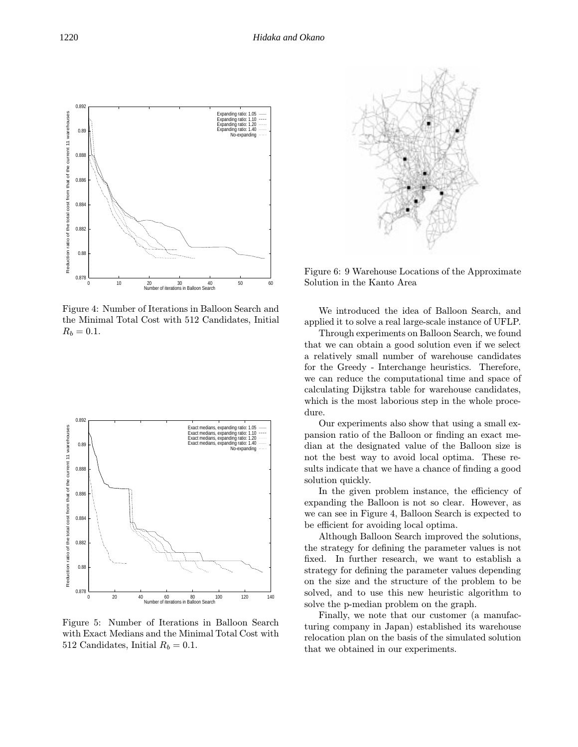Figure 4: Number of Iterations in Balloon Search and the Minimal Total Cost with 512 Candidates, Initial $R_b = 0.1$.

Figure 5: Number of Iterations in Balloon Search with Exact Medians and the Minimal Total Cost with 512 Candidates, Initial $R_b = 0.1$.

Figure 6: 9 Warehouse Locations of the Approximate Solution in the Kanto Area

We introduced the idea of Balloon Search, and applied it to solve a real large-scale instance of UFLP.

Through experiments on Balloon Search, we found that we can obtain a good solution even if we select a relatively small number of warehouse candidates for the Greedy - Interchange heuristics. Therefore, we can reduce the computational time and space of calculating Dijkstra table for warehouse candidates, which is the most laborious step in the whole procedure.

Our experiments also show that using a small expansion ratio of the Balloon or finding an exact median at the designated value of the Balloon size is not the best way to avoid local optima. These results indicate that we have a chance of finding a good solution quickly.

In the given problem instance, the efficiency of expanding the Balloon is not so clear. However, as we can see in Figure 4, Balloon Search is expected to be efficient for avoiding local optima.

Although Balloon Search improved the solutions, the strategy for defining the parameter values is not fixed. In further research, we want to establish a strategy for defining the parameter values depending on the size and the structure of the problem to be solved, and to use this new heuristic algorithm to solve the p-median problem on the graph.

Finally, we note that our customer (a manufacturing company in Japan) established its warehouse relocation plan on the basis of the simulated solution that we obtained in our experiments.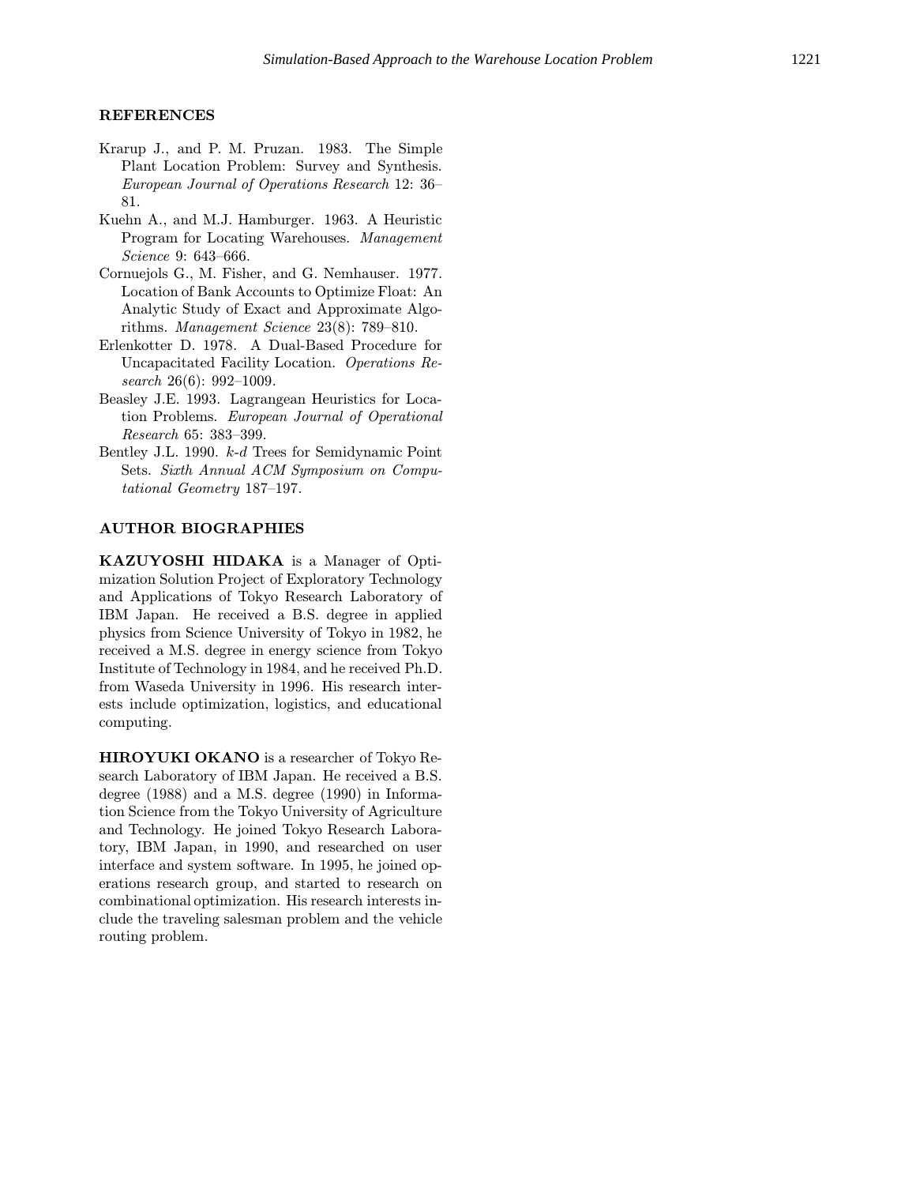## REFERENCES

Krarup J., and P. M. Pruzan. 1983. The Simple Plant Location Problem: Survey and Synthesis. *European Journal of Operations Research* 12: 36–81.

Kuehn A., and M.J. Hamburger. 1963. A Heuristic Program for Locating Warehouses. *Management Science* 9: 643–666.

Cornuejols G., M. Fisher, and G. Nemhauser. 1977. Location of Bank Accounts to Optimize Float: An Analytic Study of Exact and Approximate Algorithms. *Management Science* 23(8): 789–810.

Erlenkotter D. 1978. A Dual-Based Procedure for Uncapacitated Facility Location. *Operations Research* 26(6): 992–1009.

Beasley J.E. 1993. Lagrangean Heuristics for Location Problems. *European Journal of Operational Research* 65: 383–399.

Bentley J.L. 1990. *k-d* Trees for Semidynamic Point Sets. *Sixth Annual ACM Symposium on Computational Geometry* 187–197.

## AUTHOR BIOGRAPHIES

**KAZUYOSHI HIDAKA** is a Manager of Optimization Solution Project of Exploratory Technology and Applications of Tokyo Research Laboratory of IBM Japan. He received a B.S. degree in applied physics from Science University of Tokyo in 1982, he received a M.S. degree in energy science from Tokyo Institute of Technology in 1984, and he received Ph.D. from Waseda University in 1996. His research interests include optimization, logistics, and educational computing.

**HIROYUKI OKANO** is a researcher of Tokyo Research Laboratory of IBM Japan. He received a B.S. degree (1988) and a M.S. degree (1990) in Information Science from the Tokyo University of Agriculture and Technology. He joined Tokyo Research Laboratory, IBM Japan, in 1990, and researched on user interface and system software. In 1995, he joined operations research group, and started to research on combinational optimization. His research interests include the traveling salesman problem and the vehicle routing problem.